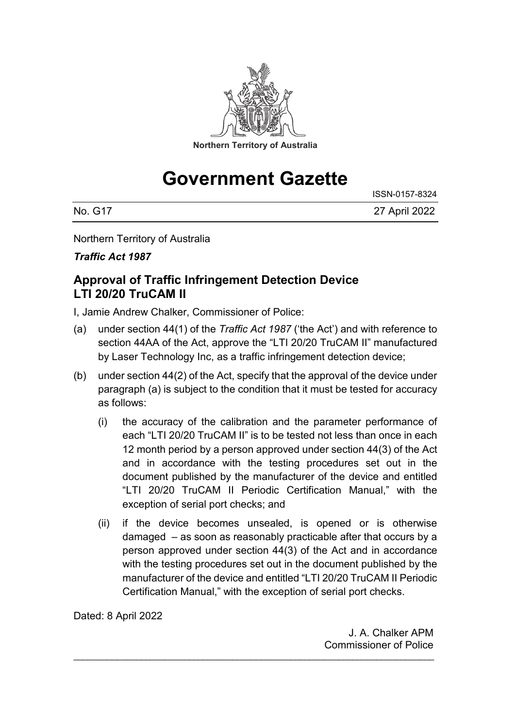Northern Territory of Australia

# Government Gazette

ISSN-0157-8324

No. G17 27 April 2022

Northern Territory of Australia

***Traffic Act 1987***

## Approval of Traffic Infringement Detection Device LTI 20/20 TruCAM II

I, Jamie Andrew Chalker, Commissioner of Police:

(a) under section 44(1) of the *Traffic Act 1987* ('the Act') and with reference to section 44AA of the Act, approve the "LTI 20/20 TruCAM II" manufactured by Laser Technology Inc, as a traffic infringement detection device;

(b) under section 44(2) of the Act, specify that the approval of the device under paragraph (a) is subject to the condition that it must be tested for accuracy as follows:

(i) the accuracy of the calibration and the parameter performance of each "LTI 20/20 TruCAM II" is to be tested not less than once in each 12 month period by a person approved under section 44(3) of the Act and in accordance with the testing procedures set out in the document published by the manufacturer of the device and entitled "LTI 20/20 TruCAM II Periodic Certification Manual," with the exception of serial port checks; and

(ii) if the device becomes unsealed, is opened or is otherwise damaged – as soon as reasonably practicable after that occurs by a person approved under section 44(3) of the Act and in accordance with the testing procedures set out in the document published by the manufacturer of the device and entitled "LTI 20/20 TruCAM II Periodic Certification Manual," with the exception of serial port checks.

Dated: 8 April 2022

J. A. Chalker APM
Commissioner of Police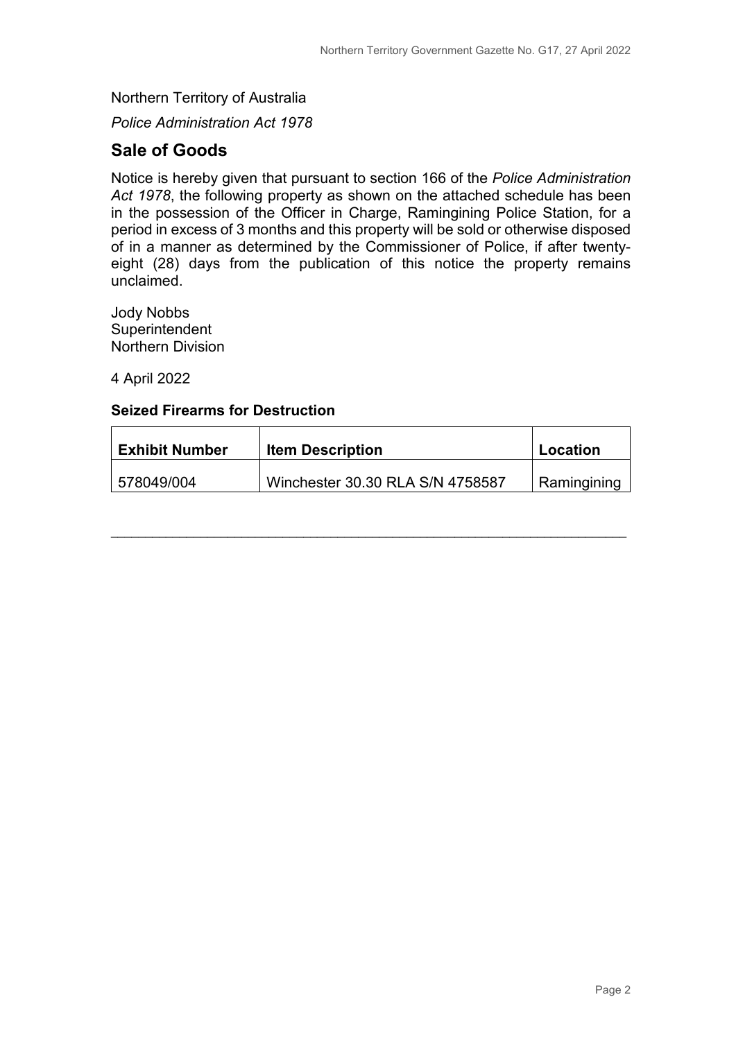Northern Territory of Australia

*Police Administration Act 1978*

## Sale of Goods

Notice is hereby given that pursuant to section 166 of the *Police Administration Act 1978*, the following property as shown on the attached schedule has been in the possession of the Officer in Charge, Ramingining Police Station, for a period in excess of 3 months and this property will be sold or otherwise disposed of in a manner as determined by the Commissioner of Police, if after twenty-eight (28) days from the publication of this notice the property remains unclaimed.

Jody Nobbs
Superintendent
Northern Division

4 April 2022

### Seized Firearms for Destruction

| Exhibit Number | Item Description | Location |
|---|---|---|
| 578049/004 | Winchester 30.30 RLA S/N 4758587 | Ramingining |

---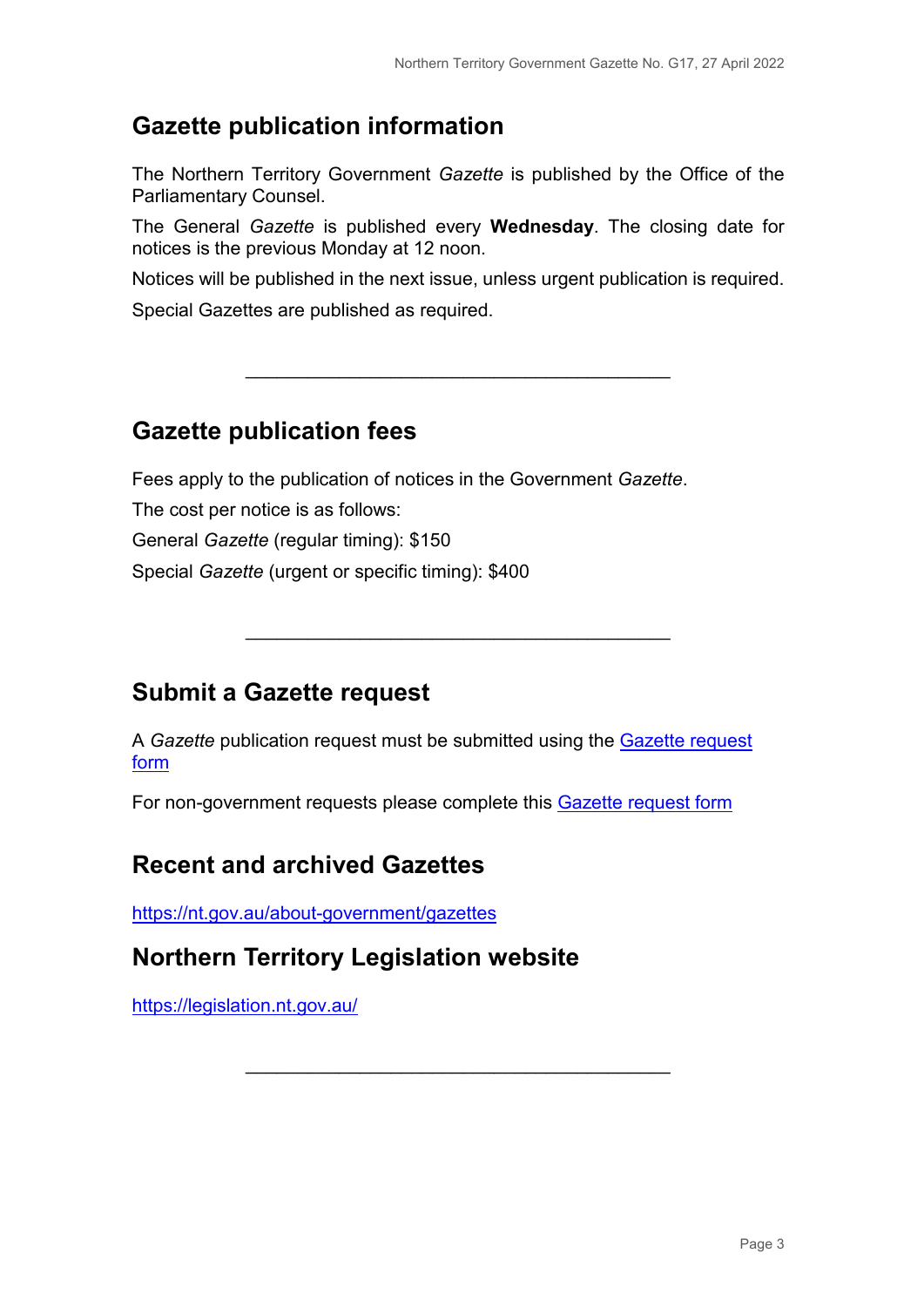## Gazette publication information

The Northern Territory Government *Gazette* is published by the Office of the Parliamentary Counsel.

The General *Gazette* is published every **Wednesday**. The closing date for notices is the previous Monday at 12 noon.

Notices will be published in the next issue, unless urgent publication is required.

Special Gazettes are published as required.

---

## Gazette publication fees

Fees apply to the publication of notices in the Government *Gazette*.

The cost per notice is as follows:

General *Gazette* (regular timing): $150

Special *Gazette* (urgent or specific timing): $400

---

## Submit a Gazette request

A *Gazette* publication request must be submitted using the Gazette request form

For non-government requests please complete this Gazette request form

## Recent and archived Gazettes

https://nt.gov.au/about-government/gazettes

## Northern Territory Legislation website

https://legislation.nt.gov.au/

---